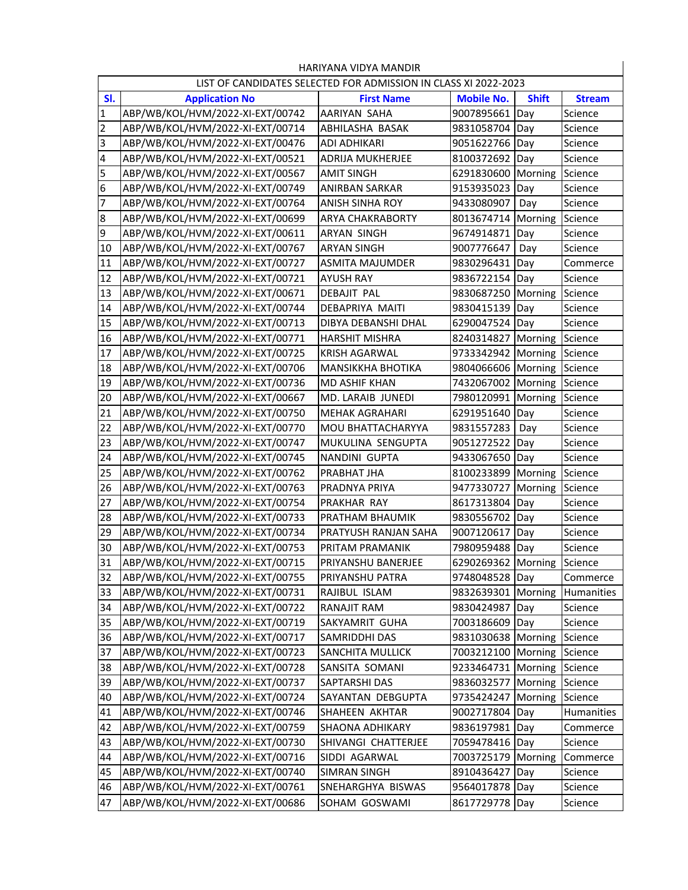# HARIYANA VIDYA MANDIR

## LIST OF CANDIDATES SELECTED FOR ADMISSION IN CLASS XI 2022-2023

| Sl. | Application No | First Name | Mobile No. | Shift | Stream |
|---|---|---|---|---|---|
| 1 | ABP/WB/KOL/HVM/2022-XI-EXT/00742 | AARIYAN SAHA | 9007895661 | Day | Science |
| 2 | ABP/WB/KOL/HVM/2022-XI-EXT/00714 | ABHILASHA BASAK | 9831058704 | Day | Science |
| 3 | ABP/WB/KOL/HVM/2022-XI-EXT/00476 | ADI ADHIKARI | 9051622766 | Day | Science |
| 4 | ABP/WB/KOL/HVM/2022-XI-EXT/00521 | ADRIJA MUKHERJEE | 8100372692 | Day | Science |
| 5 | ABP/WB/KOL/HVM/2022-XI-EXT/00567 | AMIT SINGH | 6291830600 | Morning | Science |
| 6 | ABP/WB/KOL/HVM/2022-XI-EXT/00749 | ANIRBAN SARKAR | 9153935023 | Day | Science |
| 7 | ABP/WB/KOL/HVM/2022-XI-EXT/00764 | ANISH SINHA ROY | 9433080907 | Day | Science |
| 8 | ABP/WB/KOL/HVM/2022-XI-EXT/00699 | ARYA CHAKRABORTY | 8013674714 | Morning | Science |
| 9 | ABP/WB/KOL/HVM/2022-XI-EXT/00611 | ARYAN SINGH | 9674914871 | Day | Science |
| 10 | ABP/WB/KOL/HVM/2022-XI-EXT/00767 | ARYAN SINGH | 9007776647 | Day | Science |
| 11 | ABP/WB/KOL/HVM/2022-XI-EXT/00727 | ASMITA MAJUMDER | 9830296431 | Day | Commerce |
| 12 | ABP/WB/KOL/HVM/2022-XI-EXT/00721 | AYUSH RAY | 9836722154 | Day | Science |
| 13 | ABP/WB/KOL/HVM/2022-XI-EXT/00671 | DEBAJIT PAL | 9830687250 | Morning | Science |
| 14 | ABP/WB/KOL/HVM/2022-XI-EXT/00744 | DEBAPRIYA MAITI | 9830415139 | Day | Science |
| 15 | ABP/WB/KOL/HVM/2022-XI-EXT/00713 | DIBYA DEBANSHI DHAL | 6290047524 | Day | Science |
| 16 | ABP/WB/KOL/HVM/2022-XI-EXT/00771 | HARSHIT MISHRA | 8240314827 | Morning | Science |
| 17 | ABP/WB/KOL/HVM/2022-XI-EXT/00725 | KRISH AGARWAL | 9733342942 | Morning | Science |
| 18 | ABP/WB/KOL/HVM/2022-XI-EXT/00706 | MANSIKKHA BHOTIKA | 9804066606 | Morning | Science |
| 19 | ABP/WB/KOL/HVM/2022-XI-EXT/00736 | MD ASHIF KHAN | 7432067002 | Morning | Science |
| 20 | ABP/WB/KOL/HVM/2022-XI-EXT/00667 | MD. LARAIB JUNEDI | 7980120991 | Morning | Science |
| 21 | ABP/WB/KOL/HVM/2022-XI-EXT/00750 | MEHAK AGRAHARI | 6291951640 | Day | Science |
| 22 | ABP/WB/KOL/HVM/2022-XI-EXT/00770 | MOU BHATTACHARYYA | 9831557283 | Day | Science |
| 23 | ABP/WB/KOL/HVM/2022-XI-EXT/00747 | MUKULINA SENGUPTA | 9051272522 | Day | Science |
| 24 | ABP/WB/KOL/HVM/2022-XI-EXT/00745 | NANDINI GUPTA | 9433067650 | Day | Science |
| 25 | ABP/WB/KOL/HVM/2022-XI-EXT/00762 | PRABHAT JHA | 8100233899 | Morning | Science |
| 26 | ABP/WB/KOL/HVM/2022-XI-EXT/00763 | PRADNYA PRIYA | 9477330727 | Morning | Science |
| 27 | ABP/WB/KOL/HVM/2022-XI-EXT/00754 | PRAKHAR RAY | 8617313804 | Day | Science |
| 28 | ABP/WB/KOL/HVM/2022-XI-EXT/00733 | PRATHAM BHAUMIK | 9830556702 | Day | Science |
| 29 | ABP/WB/KOL/HVM/2022-XI-EXT/00734 | PRATYUSH RANJAN SAHA | 9007120617 | Day | Science |
| 30 | ABP/WB/KOL/HVM/2022-XI-EXT/00753 | PRITAM PRAMANIK | 7980959488 | Day | Science |
| 31 | ABP/WB/KOL/HVM/2022-XI-EXT/00715 | PRIYANSHU BANERJEE | 6290269362 | Morning | Science |
| 32 | ABP/WB/KOL/HVM/2022-XI-EXT/00755 | PRIYANSHU PATRA | 9748048528 | Day | Commerce |
| 33 | ABP/WB/KOL/HVM/2022-XI-EXT/00731 | RAJIBUL ISLAM | 9832639301 | Morning | Humanities |
| 34 | ABP/WB/KOL/HVM/2022-XI-EXT/00722 | RANAJIT RAM | 9830424987 | Day | Science |
| 35 | ABP/WB/KOL/HVM/2022-XI-EXT/00719 | SAKYAMRIT GUHA | 7003186609 | Day | Science |
| 36 | ABP/WB/KOL/HVM/2022-XI-EXT/00717 | SAMRIDDHI DAS | 9831030638 | Morning | Science |
| 37 | ABP/WB/KOL/HVM/2022-XI-EXT/00723 | SANCHITA MULLICK | 7003212100 | Morning | Science |
| 38 | ABP/WB/KOL/HVM/2022-XI-EXT/00728 | SANSITA SOMANI | 9233464731 | Morning | Science |
| 39 | ABP/WB/KOL/HVM/2022-XI-EXT/00737 | SAPTARSHI DAS | 9836032577 | Morning | Science |
| 40 | ABP/WB/KOL/HVM/2022-XI-EXT/00724 | SAYANTAN DEBGUPTA | 9735424247 | Morning | Science |
| 41 | ABP/WB/KOL/HVM/2022-XI-EXT/00746 | SHAHEEN AKHTAR | 9002717804 | Day | Humanities |
| 42 | ABP/WB/KOL/HVM/2022-XI-EXT/00759 | SHAONA ADHIKARY | 9836197981 | Day | Commerce |
| 43 | ABP/WB/KOL/HVM/2022-XI-EXT/00730 | SHIVANGI CHATTERJEE | 7059478416 | Day | Science |
| 44 | ABP/WB/KOL/HVM/2022-XI-EXT/00716 | SIDDI AGARWAL | 7003725179 | Morning | Commerce |
| 45 | ABP/WB/KOL/HVM/2022-XI-EXT/00740 | SIMRAN SINGH | 8910436427 | Day | Science |
| 46 | ABP/WB/KOL/HVM/2022-XI-EXT/00761 | SNEHARGHYA BISWAS | 9564017878 | Day | Science |
| 47 | ABP/WB/KOL/HVM/2022-XI-EXT/00686 | SOHAM GOSWAMI | 8617729778 | Day | Science |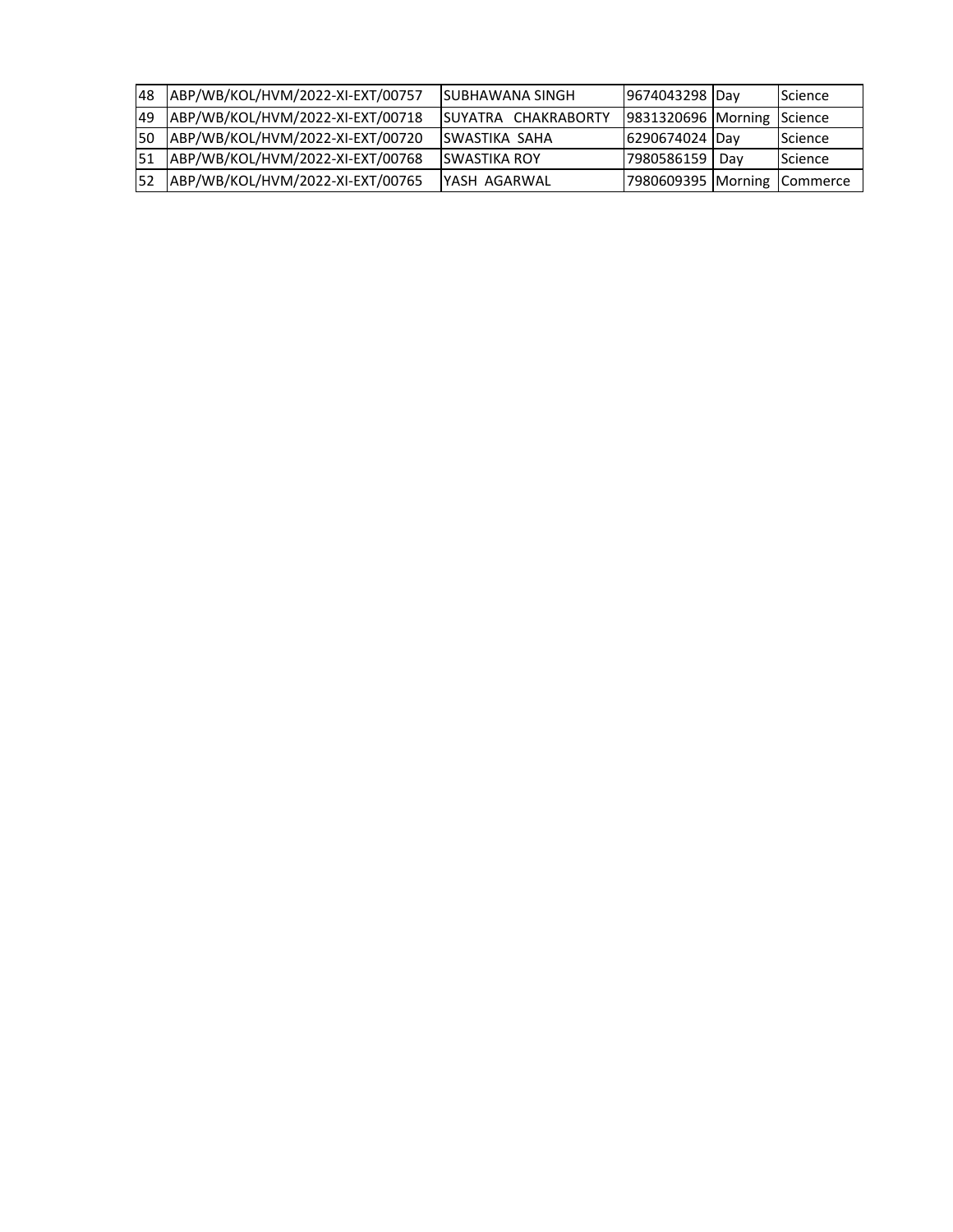| | | | | | |
|---|---|---|---|---|---|
| 48 | ABP/WB/KOL/HVM/2022-XI-EXT/00757 | SUBHAWANA SINGH | 9674043298 | Day | Science |
| 49 | ABP/WB/KOL/HVM/2022-XI-EXT/00718 | SUYATRA CHAKRABORTY | 9831320696 | Morning | Science |
| 50 | ABP/WB/KOL/HVM/2022-XI-EXT/00720 | SWASTIKA SAHA | 6290674024 | Day | Science |
| 51 | ABP/WB/KOL/HVM/2022-XI-EXT/00768 | SWASTIKA ROY | 7980586159 | Day | Science |
| 52 | ABP/WB/KOL/HVM/2022-XI-EXT/00765 | YASH AGARWAL | 7980609395 | Morning | Commerce |